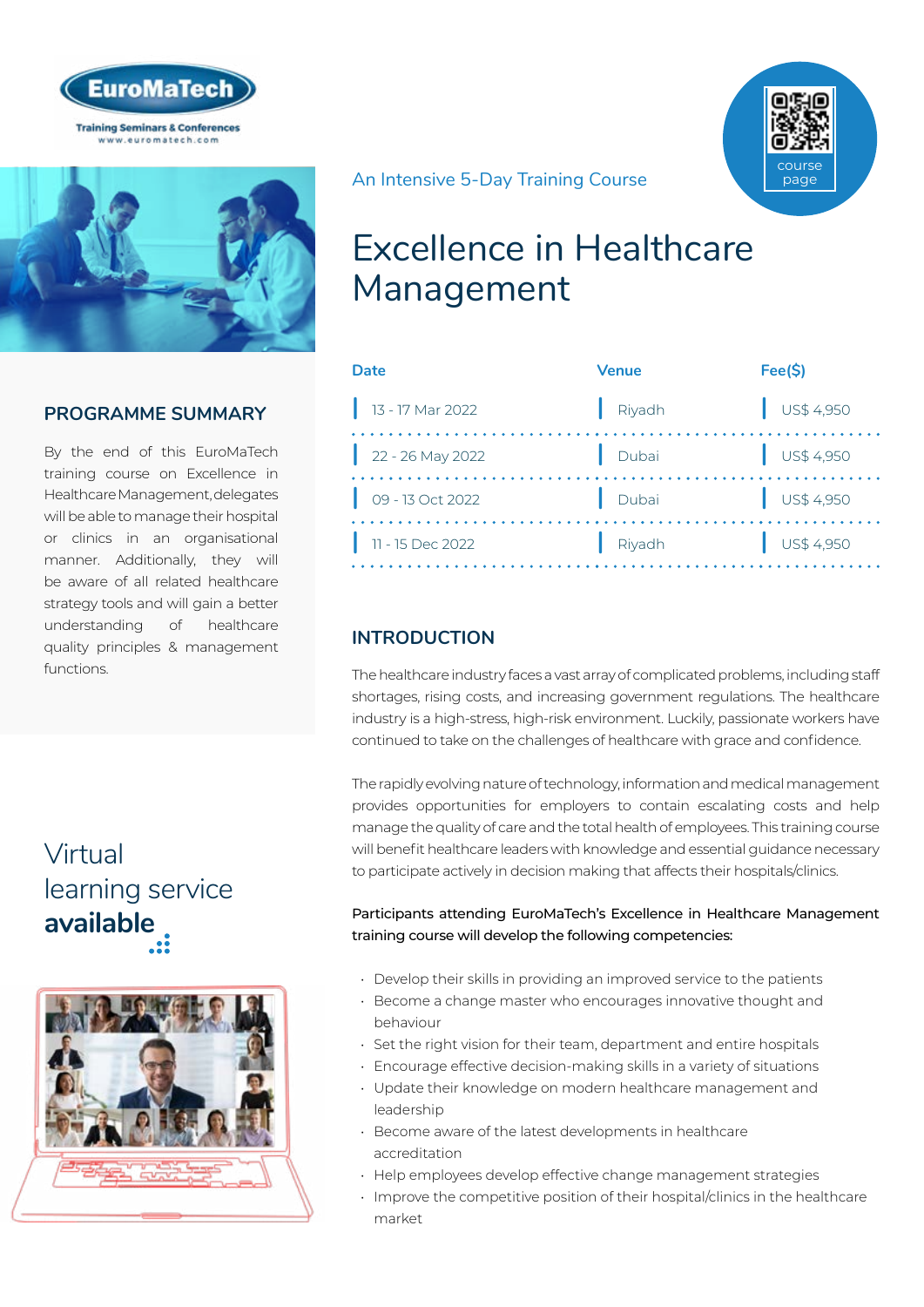EuroMaTech

Training Seminars & Conferences
www.euromatech.com

An Intensive 5-Day Training Course

course page

# Excellence in Healthcare Management

| Date | Venue | Fee($) |
|---|---|---|
| 13 - 17 Mar 2022 | Riyadh | US$ 4,950 |
| 22 - 26 May 2022 | Dubai | US$ 4,950 |
| 09 - 13 Oct 2022 | Dubai | US$ 4,950 |
| 11 - 15 Dec 2022 | Riyadh | US$ 4,950 |

## PROGRAMME SUMMARY

By the end of this EuroMaTech training course on Excellence in Healthcare Management, delegates will be able to manage their hospital or clinics in an organisational manner. Additionally, they will be aware of all related healthcare strategy tools and will gain a better understanding of healthcare quality principles & management functions.

Virtual learning service **available**

## INTRODUCTION

The healthcare industry faces a vast array of complicated problems, including staff shortages, rising costs, and increasing government regulations. The healthcare industry is a high-stress, high-risk environment. Luckily, passionate workers have continued to take on the challenges of healthcare with grace and confidence.

The rapidly evolving nature of technology, information and medical management provides opportunities for employers to contain escalating costs and help manage the quality of care and the total health of employees. This training course will benefit healthcare leaders with knowledge and essential guidance necessary to participate actively in decision making that affects their hospitals/clinics.

**Participants attending EuroMaTech's Excellence in Healthcare Management training course will develop the following competencies:**

- Develop their skills in providing an improved service to the patients
- Become a change master who encourages innovative thought and behaviour
- Set the right vision for their team, department and entire hospitals
- Encourage effective decision-making skills in a variety of situations
- Update their knowledge on modern healthcare management and leadership
- Become aware of the latest developments in healthcare accreditation
- Help employees develop effective change management strategies
- Improve the competitive position of their hospital/clinics in the healthcare market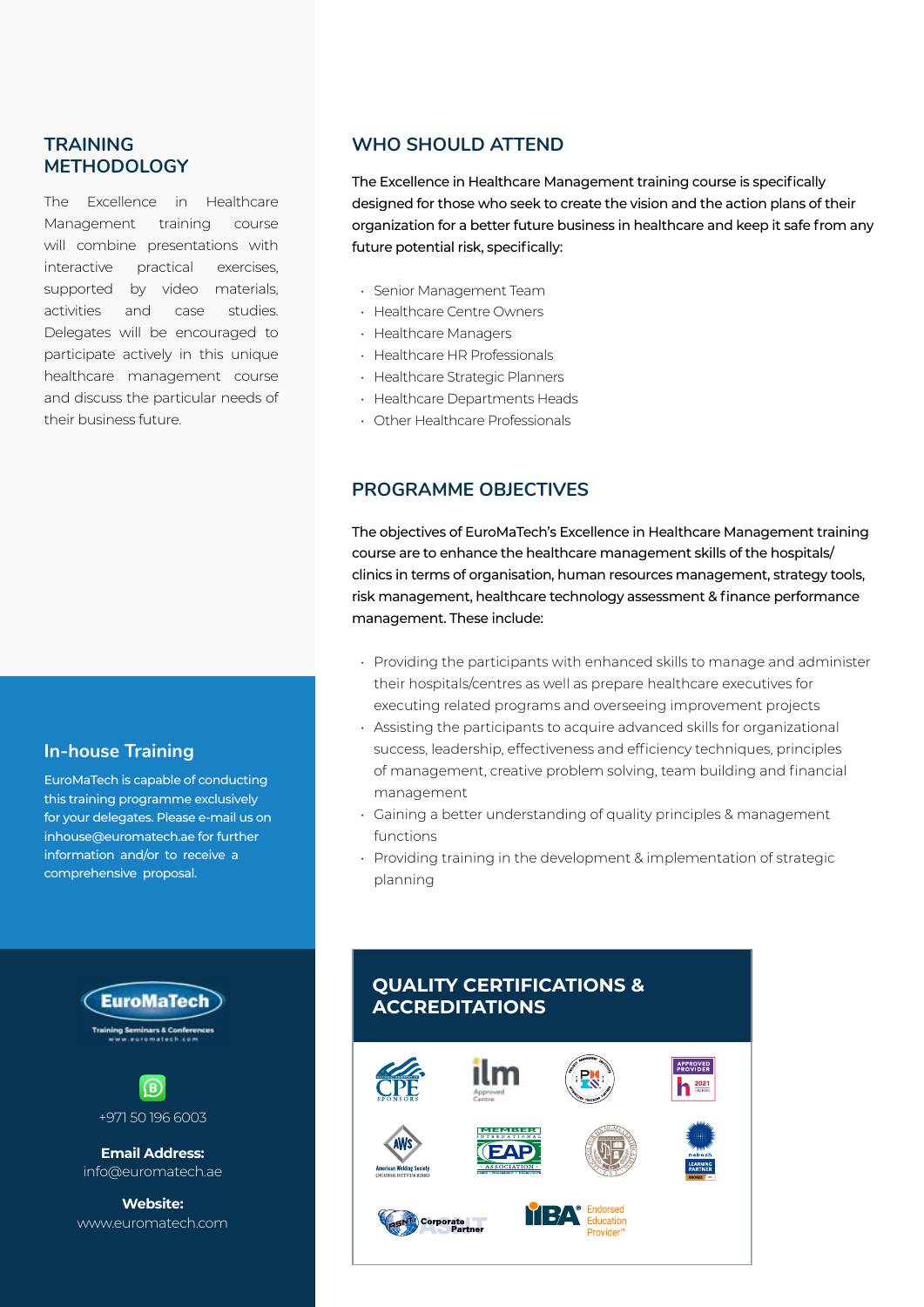## TRAINING METHODOLOGY

The Excellence in Healthcare Management training course will combine presentations with interactive practical exercises, supported by video materials, activities and case studies. Delegates will be encouraged to participate actively in this unique healthcare management course and discuss the particular needs of their business future.

## WHO SHOULD ATTEND

The Excellence in Healthcare Management training course is specifically designed for those who seek to create the vision and the action plans of their organization for a better future business in healthcare and keep it safe from any future potential risk, specifically:

- Senior Management Team
- Healthcare Centre Owners
- Healthcare Managers
- Healthcare HR Professionals
- Healthcare Strategic Planners
- Healthcare Departments Heads
- Other Healthcare Professionals

## PROGRAMME OBJECTIVES

The objectives of EuroMaTech's Excellence in Healthcare Management training course are to enhance the healthcare management skills of the hospitals/clinics in terms of organisation, human resources management, strategy tools, risk management, healthcare technology assessment & finance performance management. These include:

- Providing the participants with enhanced skills to manage and administer their hospitals/centres as well as prepare healthcare executives for executing related programs and overseeing improvement projects
- Assisting the participants to acquire advanced skills for organizational success, leadership, effectiveness and efficiency techniques, principles of management, creative problem solving, team building and financial management
- Gaining a better understanding of quality principles & management functions
- Providing training in the development & implementation of strategic planning

## In-house Training

EuroMaTech is capable of conducting this training programme exclusively for your delegates. Please e-mail us on inhouse@euromatech.ae for further information and/or to receive a comprehensive proposal.

EuroMaTech
Training Seminars & Conferences
www.euromatech.com

+971 50 196 6003

**Email Address:**
info@euromatech.ae

**Website:**
www.euromatech.com

## QUALITY CERTIFICATIONS & ACCREDITATIONS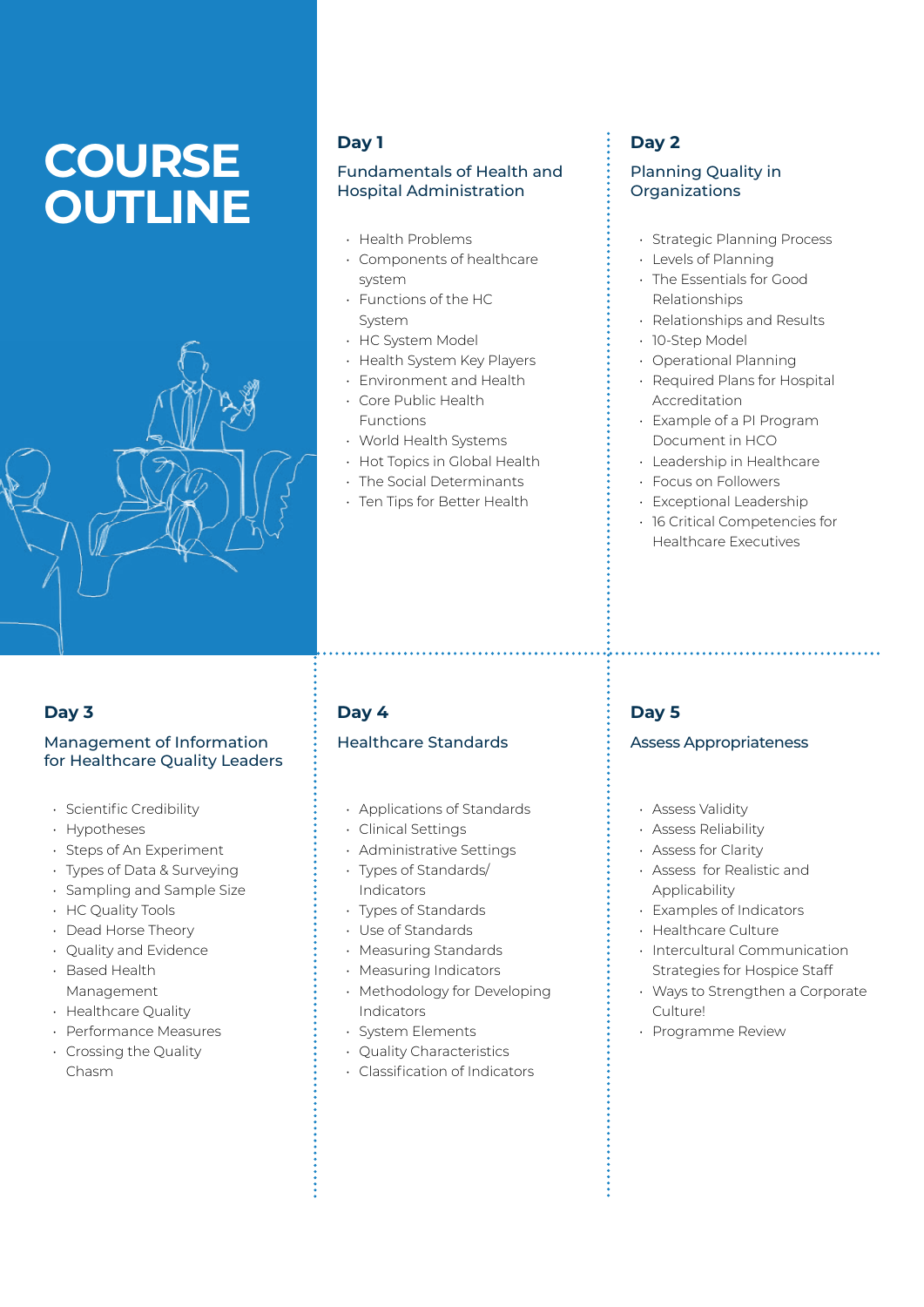# COURSE OUTLINE

## Day 1

### Fundamentals of Health and Hospital Administration

- Health Problems
- Components of healthcare system
- Functions of the HC System
- HC System Model
- Health System Key Players
- Environment and Health
- Core Public Health Functions
- World Health Systems
- Hot Topics in Global Health
- The Social Determinants
- Ten Tips for Better Health

## Day 2

### Planning Quality in Organizations

- Strategic Planning Process
- Levels of Planning
- The Essentials for Good Relationships
- Relationships and Results
- 10-Step Model
- Operational Planning
- Required Plans for Hospital Accreditation
- Example of a PI Program Document in HCO
- Leadership in Healthcare
- Focus on Followers
- Exceptional Leadership
- 16 Critical Competencies for Healthcare Executives

## Day 3

### Management of Information for Healthcare Quality Leaders

- Scientific Credibility
- Hypotheses
- Steps of An Experiment
- Types of Data & Surveying
- Sampling and Sample Size
- HC Quality Tools
- Dead Horse Theory
- Quality and Evidence
- Based Health Management
- Healthcare Quality
- Performance Measures
- Crossing the Quality Chasm

## Day 4

### Healthcare Standards

- Applications of Standards
- Clinical Settings
- Administrative Settings
- Types of Standards/ Indicators
- Types of Standards
- Use of Standards
- Measuring Standards
- Measuring Indicators
- Methodology for Developing Indicators
- System Elements
- Quality Characteristics
- Classification of Indicators

## Day 5

### Assess Appropriateness

- Assess Validity
- Assess Reliability
- Assess for Clarity
- Assess for Realistic and Applicability
- Examples of Indicators
- Healthcare Culture
- Intercultural Communication Strategies for Hospice Staff
- Ways to Strengthen a Corporate Culture!
- Programme Review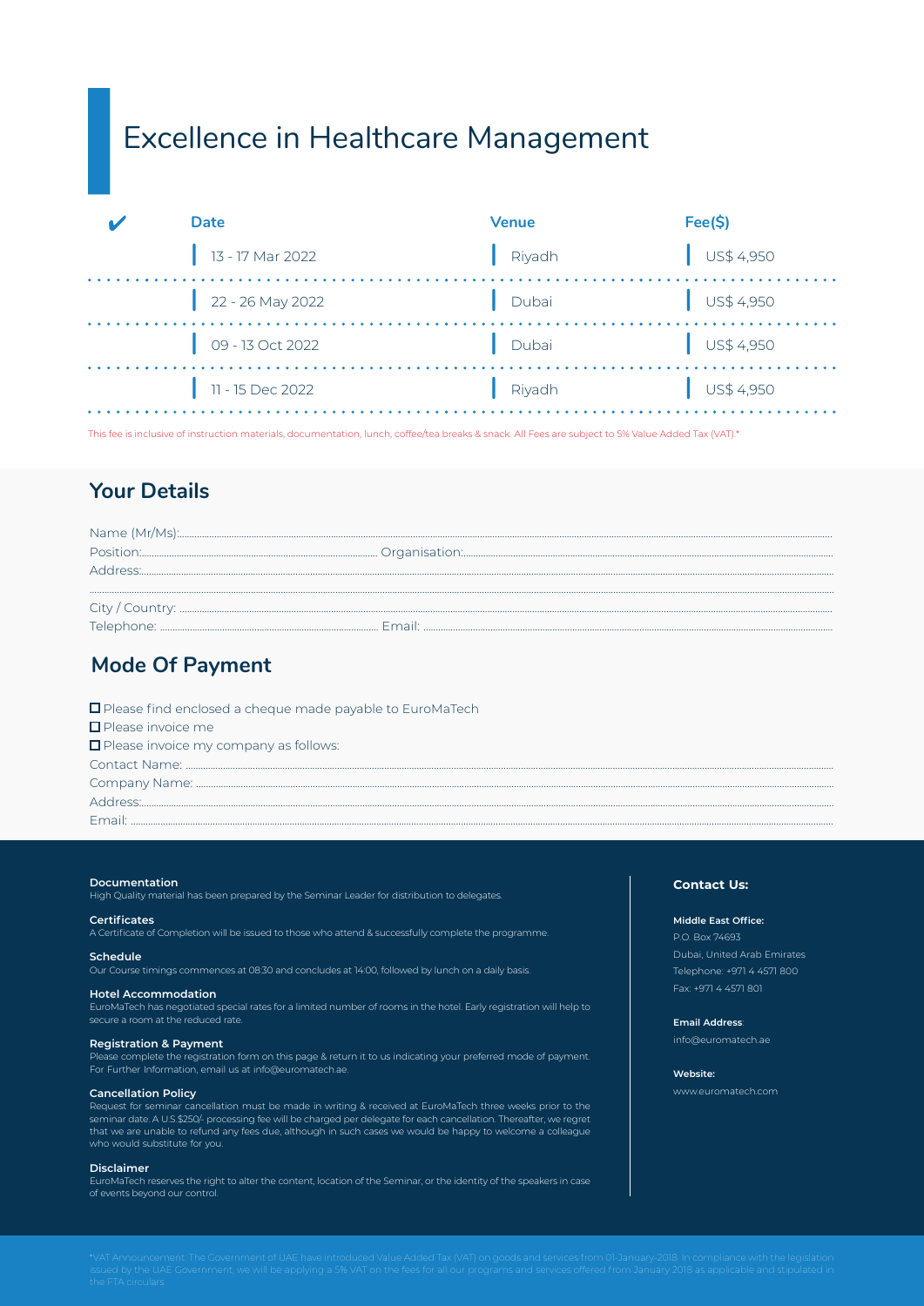# Excellence in Healthcare Management

| ✔ | Date | Venue | Fee($) |
|---|---|---|---|
| | 13 - 17 Mar 2022 | Riyadh | US$ 4,950 |
| | 22 - 26 May 2022 | Dubai | US$ 4,950 |
| | 09 - 13 Oct 2022 | Dubai | US$ 4,950 |
| | 11 - 15 Dec 2022 | Riyadh | US$ 4,950 |

This fee is inclusive of instruction materials, documentation, lunch, coffee/tea breaks & snack. All Fees are subject to 5% Value Added Tax (VAT).*

## Your Details

Name (Mr/Ms):.....................................................................

Position:.................................... Organisation:....................................

Address:.....................................................................

.....................................................................

City / Country: .....................................................................

Telephone: .................................... Email: ....................................

## Mode Of Payment

☐ Please find enclosed a cheque made payable to EuroMaTech

☐ Please invoice me

☐ Please invoice my company as follows:

Contact Name: .....................................................................

Company Name: .....................................................................

Address:.....................................................................

Email: .....................................................................

**Documentation**
High Quality material has been prepared by the Seminar Leader for distribution to delegates.

**Certificates**
A Certificate of Completion will be issued to those who attend & successfully complete the programme.

**Schedule**
Our Course timings commences at 08:30 and concludes at 14:00, followed by lunch on a daily basis.

**Hotel Accommodation**
EuroMaTech has negotiated special rates for a limited number of rooms in the hotel. Early registration will help to secure a room at the reduced rate.

**Registration & Payment**
Please complete the registration form on this page & return it to us indicating your preferred mode of payment. For Further Information, email us at info@euromatech.ae.

**Cancellation Policy**
Request for seminar cancellation must be made in writing & received at EuroMaTech three weeks prior to the seminar date. A U.S $250/- processing fee will be charged per delegate for each cancellation. Thereafter, we regret that we are unable to refund any fees due, although in such cases we would be happy to welcome a colleague who would substitute for you.

**Disclaimer**
EuroMaTech reserves the right to alter the content, location of the Seminar, or the identity of the speakers in case of events beyond our control.

**Contact Us:**

**Middle East Office:**
P.O. Box 74693
Dubai, United Arab Emirates
Telephone: +971 4 4571 800
Fax: +971 4 4571 801

**Email Address**
info@euromatech.ae

**Website:**
www.euromatech.com

*VAT Announcement: The Government of UAE have introduced Value Added Tax (VAT) on goods and services from 01-January-2018. In compliance with the legislation issued by the UAE Government, we will be applying a 5% VAT on the fees for all our programs and services offered from January 2018 as applicable and stipulated in the FTA circulars.